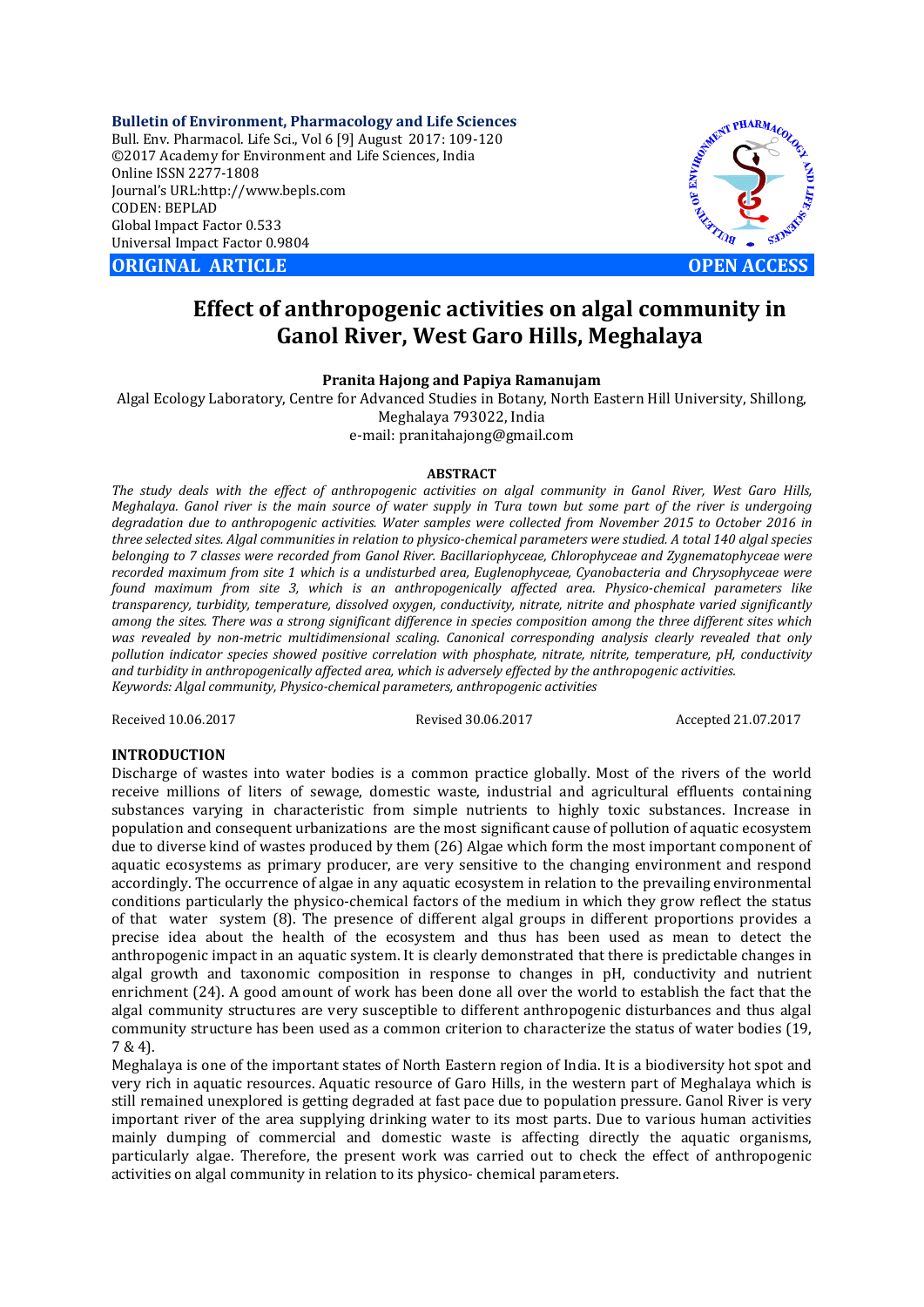**Bulletin of Environment, Pharmacology and Life Sciences**
Bull. Env. Pharmacol. Life Sci., Vol 6 [9] August 2017: 109-120
©2017 Academy for Environment and Life Sciences, India
Online ISSN 2277-1808
Journal's URL:http://www.bepls.com
CODEN: BEPLAD
Global Impact Factor 0.533
Universal Impact Factor 0.9804

**ORIGINAL ARTICLE** **OPEN ACCESS**

# Effect of anthropogenic activities on algal community in Ganol River, West Garo Hills, Meghalaya

**Pranita Hajong and Papiya Ramanujam**

Algal Ecology Laboratory, Centre for Advanced Studies in Botany, North Eastern Hill University, Shillong, Meghalaya 793022, India
e-mail: pranitahajong@gmail.com

## ABSTRACT

*The study deals with the effect of anthropogenic activities on algal community in Ganol River, West Garo Hills, Meghalaya. Ganol river is the main source of water supply in Tura town but some part of the river is undergoing degradation due to anthropogenic activities. Water samples were collected from November 2015 to October 2016 in three selected sites. Algal communities in relation to physico-chemical parameters were studied. A total 140 algal species belonging to 7 classes were recorded from Ganol River. Bacillariophyceae, Chlorophyceae and Zygnematophyceae were recorded maximum from site 1 which is a undisturbed area, Euglenophyceae, Cyanobacteria and Chrysophyceae were found maximum from site 3, which is an anthropogenically affected area. Physico-chemical parameters like transparency, turbidity, temperature, dissolved oxygen, conductivity, nitrate, nitrite and phosphate varied significantly among the sites. There was a strong significant difference in species composition among the three different sites which was revealed by non-metric multidimensional scaling. Canonical corresponding analysis clearly revealed that only pollution indicator species showed positive correlation with phosphate, nitrate, nitrite, temperature, pH, conductivity and turbidity in anthropogenically affected area, which is adversely effected by the anthropogenic activities.*
*Keywords: Algal community, Physico-chemical parameters, anthropogenic activities*

Received 10.06.2017 Revised 30.06.2017 Accepted 21.07.2017

## INTRODUCTION

Discharge of wastes into water bodies is a common practice globally. Most of the rivers of the world receive millions of liters of sewage, domestic waste, industrial and agricultural effluents containing substances varying in characteristic from simple nutrients to highly toxic substances. Increase in population and consequent urbanizations are the most significant cause of pollution of aquatic ecosystem due to diverse kind of wastes produced by them (26) Algae which form the most important component of aquatic ecosystems as primary producer, are very sensitive to the changing environment and respond accordingly. The occurrence of algae in any aquatic ecosystem in relation to the prevailing environmental conditions particularly the physico-chemical factors of the medium in which they grow reflect the status of that water system (8). The presence of different algal groups in different proportions provides a precise idea about the health of the ecosystem and thus has been used as mean to detect the anthropogenic impact in an aquatic system. It is clearly demonstrated that there is predictable changes in algal growth and taxonomic composition in response to changes in pH, conductivity and nutrient enrichment (24). A good amount of work has been done all over the world to establish the fact that the algal community structures are very susceptible to different anthropogenic disturbances and thus algal community structure has been used as a common criterion to characterize the status of water bodies (19, 7 & 4).

Meghalaya is one of the important states of North Eastern region of India. It is a biodiversity hot spot and very rich in aquatic resources. Aquatic resource of Garo Hills, in the western part of Meghalaya which is still remained unexplored is getting degraded at fast pace due to population pressure. Ganol River is very important river of the area supplying drinking water to its most parts. Due to various human activities mainly dumping of commercial and domestic waste is affecting directly the aquatic organisms, particularly algae. Therefore, the present work was carried out to check the effect of anthropogenic activities on algal community in relation to its physico- chemical parameters.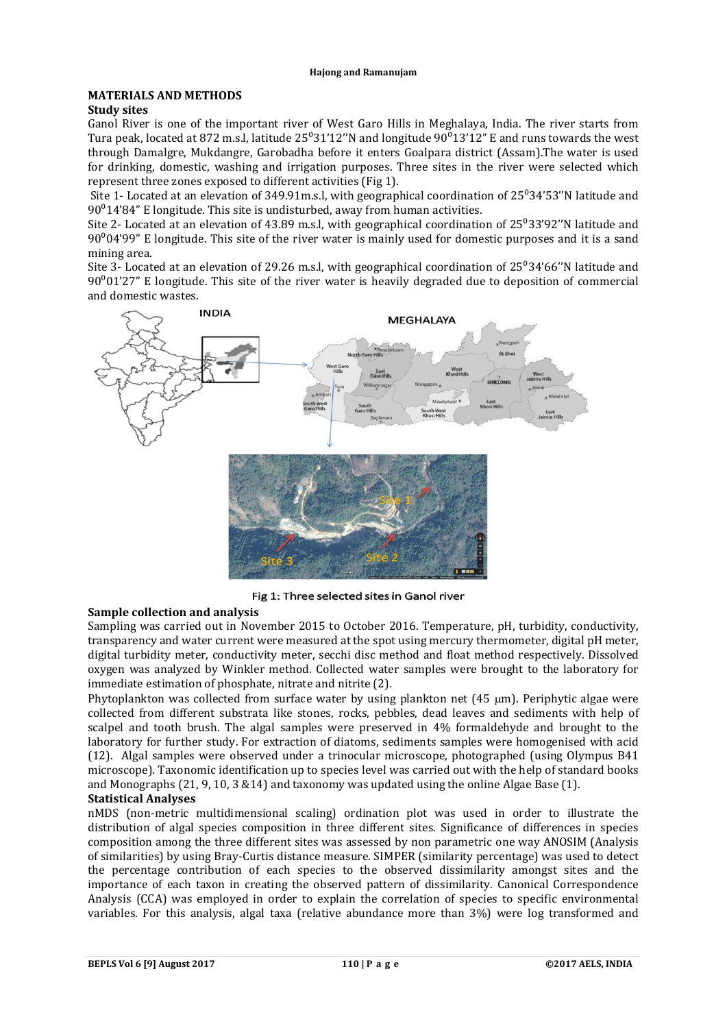## MATERIALS AND METHODS

### Study sites

Ganol River is one of the important river of West Garo Hills in Meghalaya, India. The river starts from Tura peak, located at 872 m.s.l, latitude 25$^0$31'12''N and longitude 90$^0$13'12" E and runs towards the west through Damalgre, Mukdangre, Garobadha before it enters Goalpara district (Assam).The water is used for drinking, domestic, washing and irrigation purposes. Three sites in the river were selected which represent three zones exposed to different activities (Fig 1).

Site 1- Located at an elevation of 349.91m.s.l, with geographical coordination of 25$^0$34'53''N latitude and 90$^0$14'84" E longitude. This site is undisturbed, away from human activities.

Site 2- Located at an elevation of 43.89 m.s.l, with geographical coordination of 25$^0$33'92''N latitude and 90$^0$04'99" E longitude. This site of the river water is mainly used for domestic purposes and it is a sand mining area.

Site 3- Located at an elevation of 29.26 m.s.l, with geographical coordination of 25$^0$34'66''N latitude and 90$^0$01'27" E longitude. This site of the river water is heavily degraded due to deposition of commercial and domestic wastes.

Fig 1: Three selected sites in Ganol river

### Sample collection and analysis

Sampling was carried out in November 2015 to October 2016. Temperature, pH, turbidity, conductivity, transparency and water current were measured at the spot using mercury thermometer, digital pH meter, digital turbidity meter, conductivity meter, secchi disc method and float method respectively. Dissolved oxygen was analyzed by Winkler method. Collected water samples were brought to the laboratory for immediate estimation of phosphate, nitrate and nitrite (2).

Phytoplankton was collected from surface water by using plankton net (45 μm). Periphytic algae were collected from different substrata like stones, rocks, pebbles, dead leaves and sediments with help of scalpel and tooth brush. The algal samples were preserved in 4% formaldehyde and brought to the laboratory for further study. For extraction of diatoms, sediments samples were homogenised with acid (12). Algal samples were observed under a trinocular microscope, photographed (using Olympus B41 microscope). Taxonomic identification up to species level was carried out with the help of standard books and Monographs (21, 9, 10, 3 &14) and taxonomy was updated using the online Algae Base (1).

### Statistical Analyses

nMDS (non-metric multidimensional scaling) ordination plot was used in order to illustrate the distribution of algal species composition in three different sites. Significance of differences in species composition among the three different sites was assessed by non parametric one way ANOSIM (Analysis of similarities) by using Bray-Curtis distance measure. SIMPER (similarity percentage) was used to detect the percentage contribution of each species to the observed dissimilarity amongst sites and the importance of each taxon in creating the observed pattern of dissimilarity. Canonical Correspondence Analysis (CCA) was employed in order to explain the correlation of species to specific environmental variables. For this analysis, algal taxa (relative abundance more than 3%) were log transformed and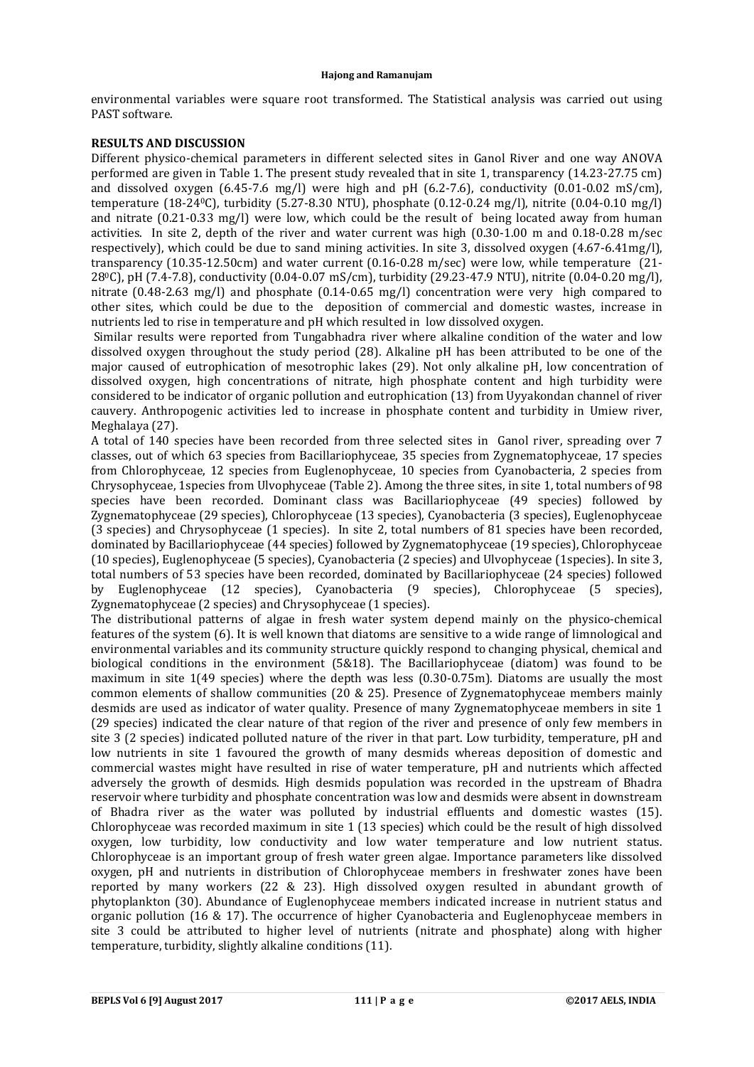environmental variables were square root transformed. The Statistical analysis was carried out using PAST software.

## RESULTS AND DISCUSSION

Different physico-chemical parameters in different selected sites in Ganol River and one way ANOVA performed are given in Table 1. The present study revealed that in site 1, transparency (14.23-27.75 cm) and dissolved oxygen (6.45-7.6 mg/l) were high and pH (6.2-7.6), conductivity (0.01-0.02 mS/cm), temperature (18-24$^0$C), turbidity (5.27-8.30 NTU), phosphate (0.12-0.24 mg/l), nitrite (0.04-0.10 mg/l) and nitrate (0.21-0.33 mg/l) were low, which could be the result of being located away from human activities. In site 2, depth of the river and water current was high (0.30-1.00 m and 0.18-0.28 m/sec respectively), which could be due to sand mining activities. In site 3, dissolved oxygen (4.67-6.41mg/l), transparency (10.35-12.50cm) and water current (0.16-0.28 m/sec) were low, while temperature (21-28$^0$C), pH (7.4-7.8), conductivity (0.04-0.07 mS/cm), turbidity (29.23-47.9 NTU), nitrite (0.04-0.20 mg/l), nitrate (0.48-2.63 mg/l) and phosphate (0.14-0.65 mg/l) concentration were very high compared to other sites, which could be due to the deposition of commercial and domestic wastes, increase in nutrients led to rise in temperature and pH which resulted in low dissolved oxygen.

Similar results were reported from Tungabhadra river where alkaline condition of the water and low dissolved oxygen throughout the study period (28). Alkaline pH has been attributed to be one of the major caused of eutrophication of mesotrophic lakes (29). Not only alkaline pH, low concentration of dissolved oxygen, high concentrations of nitrate, high phosphate content and high turbidity were considered to be indicator of organic pollution and eutrophication (13) from Uyyakondan channel of river cauvery. Anthropogenic activities led to increase in phosphate content and turbidity in Umiew river, Meghalaya (27).

A total of 140 species have been recorded from three selected sites in Ganol river, spreading over 7 classes, out of which 63 species from Bacillariophyceae, 35 species from Zygnematophyceae, 17 species from Chlorophyceae, 12 species from Euglenophyceae, 10 species from Cyanobacteria, 2 species from Chrysophyceae, 1species from Ulvophyceae (Table 2). Among the three sites, in site 1, total numbers of 98 species have been recorded. Dominant class was Bacillariophyceae (49 species) followed by Zygnematophyceae (29 species), Chlorophyceae (13 species), Cyanobacteria (3 species), Euglenophyceae (3 species) and Chrysophyceae (1 species). In site 2, total numbers of 81 species have been recorded, dominated by Bacillariophyceae (44 species) followed by Zygnematophyceae (19 species), Chlorophyceae (10 species), Euglenophyceae (5 species), Cyanobacteria (2 species) and Ulvophyceae (1species). In site 3, total numbers of 53 species have been recorded, dominated by Bacillariophyceae (24 species) followed by Euglenophyceae (12 species), Cyanobacteria (9 species), Chlorophyceae (5 species), Zygnematophyceae (2 species) and Chrysophyceae (1 species).

The distributional patterns of algae in fresh water system depend mainly on the physico-chemical features of the system (6). It is well known that diatoms are sensitive to a wide range of limnological and environmental variables and its community structure quickly respond to changing physical, chemical and biological conditions in the environment (5&18). The Bacillariophyceae (diatom) was found to be maximum in site 1(49 species) where the depth was less (0.30-0.75m). Diatoms are usually the most common elements of shallow communities (20 & 25). Presence of Zygnematophyceae members mainly desmids are used as indicator of water quality. Presence of many Zygnematophyceae members in site 1 (29 species) indicated the clear nature of that region of the river and presence of only few members in site 3 (2 species) indicated polluted nature of the river in that part. Low turbidity, temperature, pH and low nutrients in site 1 favoured the growth of many desmids whereas deposition of domestic and commercial wastes might have resulted in rise of water temperature, pH and nutrients which affected adversely the growth of desmids. High desmids population was recorded in the upstream of Bhadra reservoir where turbidity and phosphate concentration was low and desmids were absent in downstream of Bhadra river as the water was polluted by industrial effluents and domestic wastes (15). Chlorophyceae was recorded maximum in site 1 (13 species) which could be the result of high dissolved oxygen, low turbidity, low conductivity and low water temperature and low nutrient status. Chlorophyceae is an important group of fresh water green algae. Importance parameters like dissolved oxygen, pH and nutrients in distribution of Chlorophyceae members in freshwater zones have been reported by many workers (22 & 23). High dissolved oxygen resulted in abundant growth of phytoplankton (30). Abundance of Euglenophyceae members indicated increase in nutrient status and organic pollution (16 & 17). The occurrence of higher Cyanobacteria and Euglenophyceae members in site 3 could be attributed to higher level of nutrients (nitrate and phosphate) along with higher temperature, turbidity, slightly alkaline conditions (11).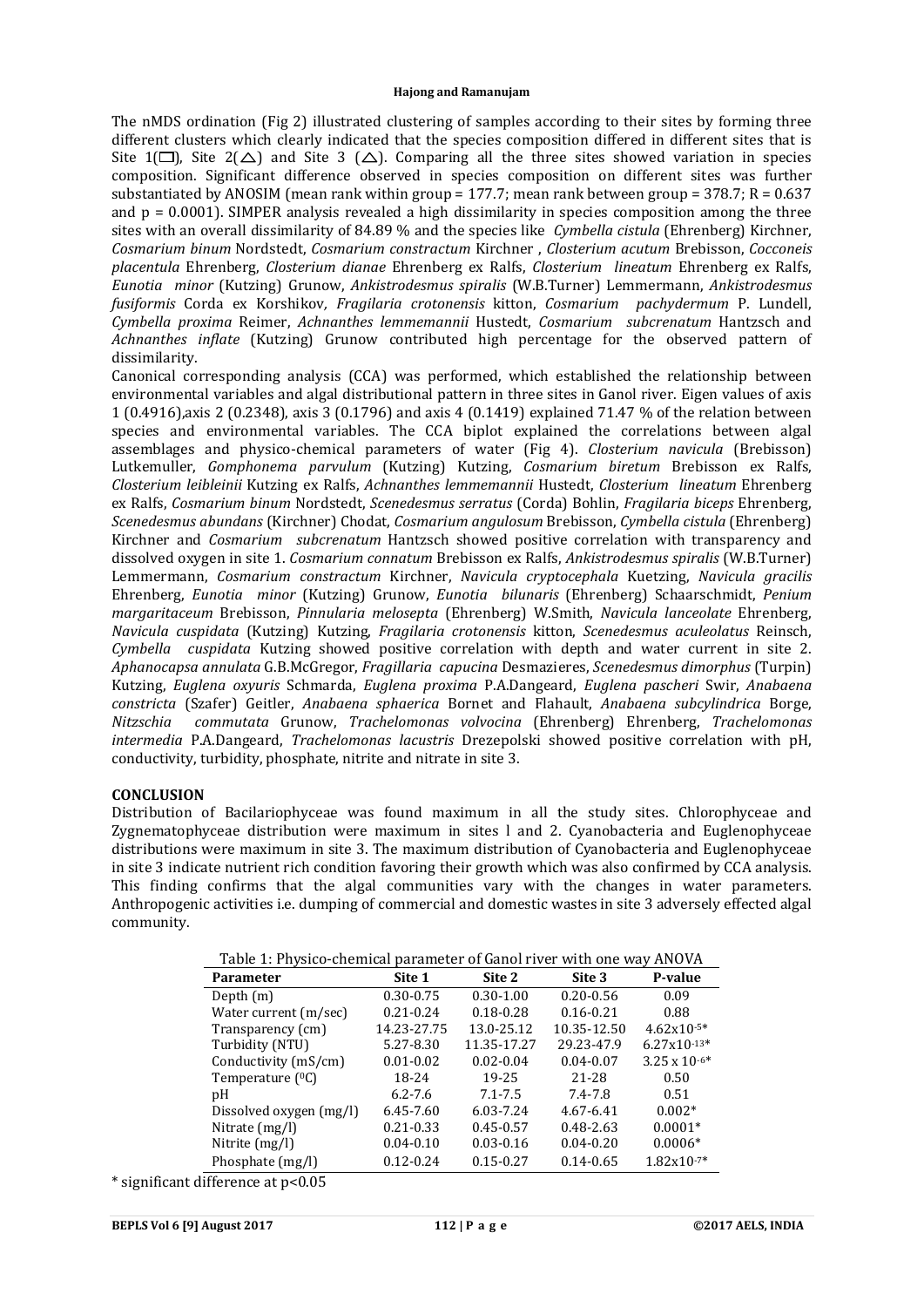The nMDS ordination (Fig 2) illustrated clustering of samples according to their sites by forming three different clusters which clearly indicated that the species composition differed in different sites that is Site 1(□), Site 2(△) and Site 3 (△). Comparing all the three sites showed variation in species composition. Significant difference observed in species composition on different sites was further substantiated by ANOSIM (mean rank within group = 177.7; mean rank between group = 378.7; R = 0.637 and p = 0.0001). SIMPER analysis revealed a high dissimilarity in species composition among the three sites with an overall dissimilarity of 84.89 % and the species like *Cymbella cistula* (Ehrenberg) Kirchner, *Cosmarium binum* Nordstedt, *Cosmarium constractum* Kirchner , *Closterium acutum* Brebisson, *Cocconeis placentula* Ehrenberg, *Closterium dianae* Ehrenberg ex Ralfs, *Closterium lineatum* Ehrenberg ex Ralfs, *Eunotia minor* (Kutzing) Grunow, *Ankistrodesmus spiralis* (W.B.Turner) Lemmermann, *Ankistrodesmus fusiformis* Corda ex Korshikov, *Fragilaria crotonensis* kitton, *Cosmarium pachydermum* P. Lundell, *Cymbella proxima* Reimer, *Achnanthes lemmemannii* Hustedt, *Cosmarium subcrenatum* Hantzsch and *Achnanthes inflate* (Kutzing) Grunow contributed high percentage for the observed pattern of dissimilarity.

Canonical corresponding analysis (CCA) was performed, which established the relationship between environmental variables and algal distributional pattern in three sites in Ganol river. Eigen values of axis 1 (0.4916),axis 2 (0.2348), axis 3 (0.1796) and axis 4 (0.1419) explained 71.47 % of the relation between species and environmental variables. The CCA biplot explained the correlations between algal assemblages and physico-chemical parameters of water (Fig 4). *Closterium navicula* (Brebisson) Lutkemuller, *Gomphonema parvulum* (Kutzing) Kutzing, *Cosmarium biretum* Brebisson ex Ralfs, *Closterium leibleinii* Kutzing ex Ralfs, *Achnanthes lemmemannii* Hustedt, *Closterium lineatum* Ehrenberg ex Ralfs, *Cosmarium binum* Nordstedt, *Scenedesmus serratus* (Corda) Bohlin, *Fragilaria biceps* Ehrenberg, *Scenedesmus abundans* (Kirchner) Chodat, *Cosmarium angulosum* Brebisson, *Cymbella cistula* (Ehrenberg) Kirchner and *Cosmarium subcrenatum* Hantzsch showed positive correlation with transparency and dissolved oxygen in site 1. *Cosmarium connatum* Brebisson ex Ralfs, *Ankistrodesmus spiralis* (W.B.Turner) Lemmermann, *Cosmarium constractum* Kirchner, *Navicula cryptocephala* Kuetzing, *Navicula gracilis* Ehrenberg, *Eunotia minor* (Kutzing) Grunow, *Eunotia bilunaris* (Ehrenberg) Schaarschmidt, *Penium margaritaceum* Brebisson, *Pinnularia melosepta* (Ehrenberg) W.Smith, *Navicula lanceolate* Ehrenberg, *Navicula cuspidata* (Kutzing) Kutzing, *Fragilaria crotonensis* kitton, *Scenedesmus aculeolatus* Reinsch, *Cymbella cuspidata* Kutzing showed positive correlation with depth and water current in site 2. *Aphanocapsa annulata* G.B.McGregor, *Fragillaria capucina* Desmazieres, *Scenedesmus dimorphus* (Turpin) Kutzing, *Euglena oxyuris* Schmarda, *Euglena proxima* P.A.Dangeard, *Euglena pascheri* Swir, *Anabaena constricta* (Szafer) Geitler, *Anabaena sphaerica* Bornet and Flahault, *Anabaena subcylindrica* Borge, *Nitzschia commutata* Grunow, *Trachelomonas volvocina* (Ehrenberg) Ehrenberg, *Trachelomonas intermedia* P.A.Dangeard, *Trachelomonas lacustris* Drezepolski showed positive correlation with pH, conductivity, turbidity, phosphate, nitrite and nitrate in site 3.

## CONCLUSION

Distribution of Bacilariophyceae was found maximum in all the study sites. Chlorophyceae and Zygnematophyceae distribution were maximum in sites l and 2. Cyanobacteria and Euglenophyceae distributions were maximum in site 3. The maximum distribution of Cyanobacteria and Euglenophyceae in site 3 indicate nutrient rich condition favoring their growth which was also confirmed by CCA analysis. This finding confirms that the algal communities vary with the changes in water parameters. Anthropogenic activities i.e. dumping of commercial and domestic wastes in site 3 adversely effected algal community.

Table 1: Physico-chemical parameter of Ganol river with one way ANOVA

| Parameter | Site 1 | Site 2 | Site 3 | P-value |
|---|---|---|---|---|
| Depth (m) | 0.30-0.75 | 0.30-1.00 | 0.20-0.56 | 0.09 |
| Water current (m/sec) | 0.21-0.24 | 0.18-0.28 | 0.16-0.21 | 0.88 |
| Transparency (cm) | 14.23-27.75 | 13.0-25.12 | 10.35-12.50 | $4.62x10^{-5}$* |
| Turbidity (NTU) | 5.27-8.30 | 11.35-17.27 | 29.23-47.9 | $6.27x10^{-13}$* |
| Conductivity (mS/cm) | 0.01-0.02 | 0.02-0.04 | 0.04-0.07 | $3.25 \times 10^{-6}$* |
| Temperature ($^0$C) | 18-24 | 19-25 | 21-28 | 0.50 |
| pH | 6.2-7.6 | 7.1-7.5 | 7.4-7.8 | 0.51 |
| Dissolved oxygen (mg/l) | 6.45-7.60 | 6.03-7.24 | 4.67-6.41 | 0.002* |
| Nitrate (mg/l) | 0.21-0.33 | 0.45-0.57 | 0.48-2.63 | 0.0001* |
| Nitrite (mg/l) | 0.04-0.10 | 0.03-0.16 | 0.04-0.20 | 0.0006* |
| Phosphate (mg/l) | 0.12-0.24 | 0.15-0.27 | 0.14-0.65 | $1.82x10^{-7}$* |

* significant difference at $p<0.05$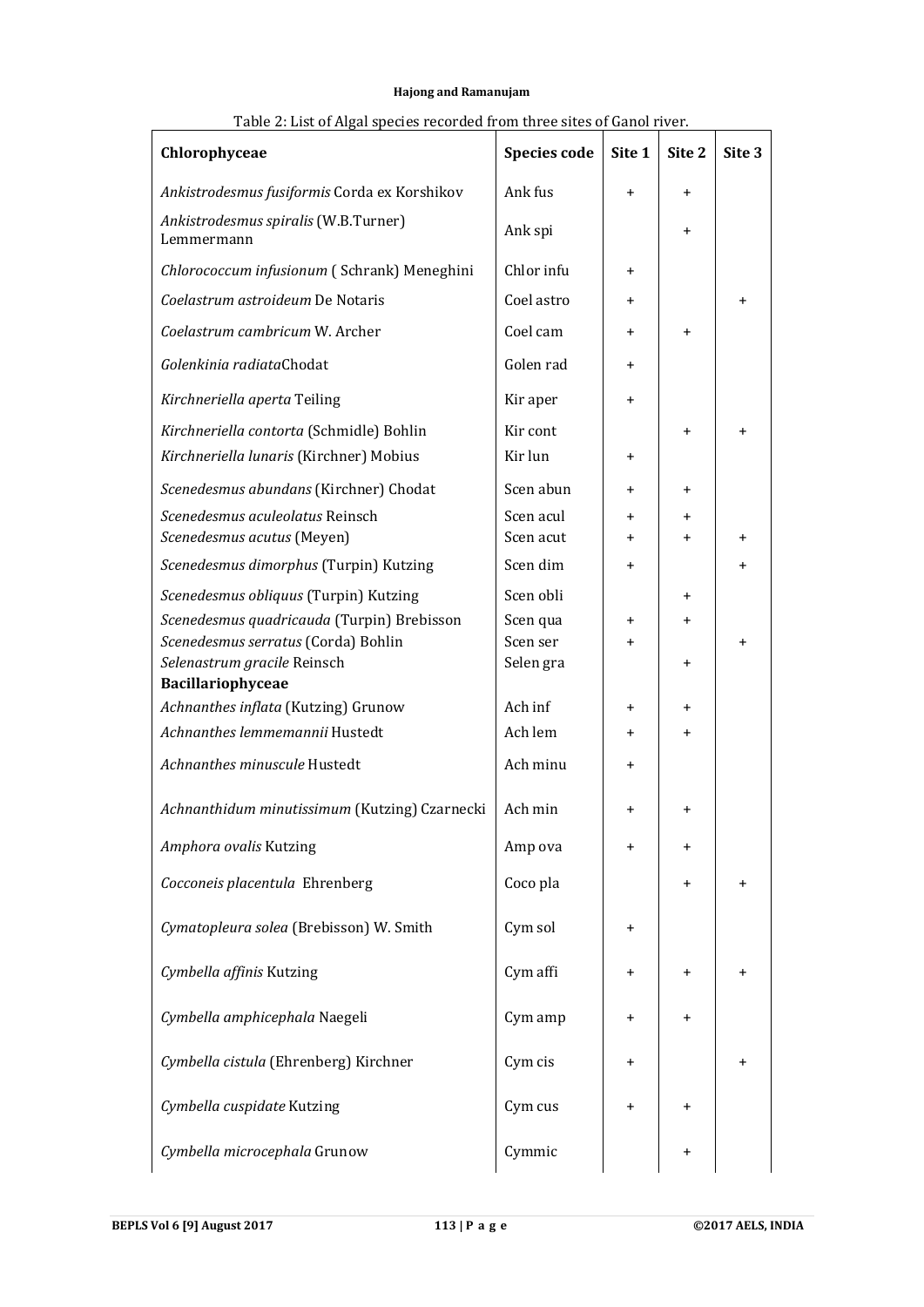Table 2: List of Algal species recorded from three sites of Ganol river.

| Chlorophyceae | Species code | Site 1 | Site 2 | Site 3 |
|---|---|---|---|---|
| *Ankistrodesmus fusiformis* Corda ex Korshikov | Ank fus | + | + | |
| *Ankistrodesmus spiralis* (W.B.Turner) Lemmermann | Ank spi | | + | |
| *Chlorococcum infusionum* ( Schrank) Meneghini | Chlor infu | + | | |
| *Coelastrum astroideum* De Notaris | Coel astro | + | | + |
| *Coelastrum cambricum* W. Archer | Coel cam | + | + | |
| *Golenkinia radiata*Chodat | Golen rad | + | | |
| *Kirchneriella aperta* Teiling | Kir aper | + | | |
| *Kirchneriella contorta* (Schmidle) Bohlin | Kir cont | | + | + |
| *Kirchneriella lunaris* (Kirchner) Mobius | Kir lun | + | | |
| *Scenedesmus abundans* (Kirchner) Chodat | Scen abun | + | + | |
| *Scenedesmus aculeolatus* Reinsch | Scen acul | + | + | |
| *Scenedesmus acutus* (Meyen) | Scen acut | + | + | + |
| *Scenedesmus dimorphus* (Turpin) Kutzing | Scen dim | + | | + |
| *Scenedesmus obliquus* (Turpin) Kutzing | Scen obli | | + | |
| *Scenedesmus quadricauda* (Turpin) Brebisson | Scen qua | + | + | |
| *Scenedesmus serratus* (Corda) Bohlin | Scen ser | + | | + |
| *Selenastrum gracile* Reinsch | Selen gra | | + | |
| **Bacillariophyceae** | | | | |
| *Achnanthes inflata* (Kutzing) Grunow | Ach inf | + | + | |
| *Achnanthes lemmemannii* Hustedt | Ach lem | + | + | |
| *Achnanthes minuscule* Hustedt | Ach minu | + | | |
| *Achnanthidum minutissimum* (Kutzing) Czarnecki | Ach min | + | + | |
| *Amphora ovalis* Kutzing | Amp ova | + | + | |
| *Cocconeis placentula* Ehrenberg | Coco pla | | + | + |
| *Cymatopleura solea* (Brebisson) W. Smith | Cym sol | + | | |
| *Cymbella affinis* Kutzing | Cym affi | + | + | + |
| *Cymbella amphicephala* Naegeli | Cym amp | + | + | |
| *Cymbella cistula* (Ehrenberg) Kirchner | Cym cis | + | | + |
| *Cymbella cuspidate* Kutzing | Cym cus | + | + | |
| *Cymbella microcephala* Grunow | Cymmic | | + | |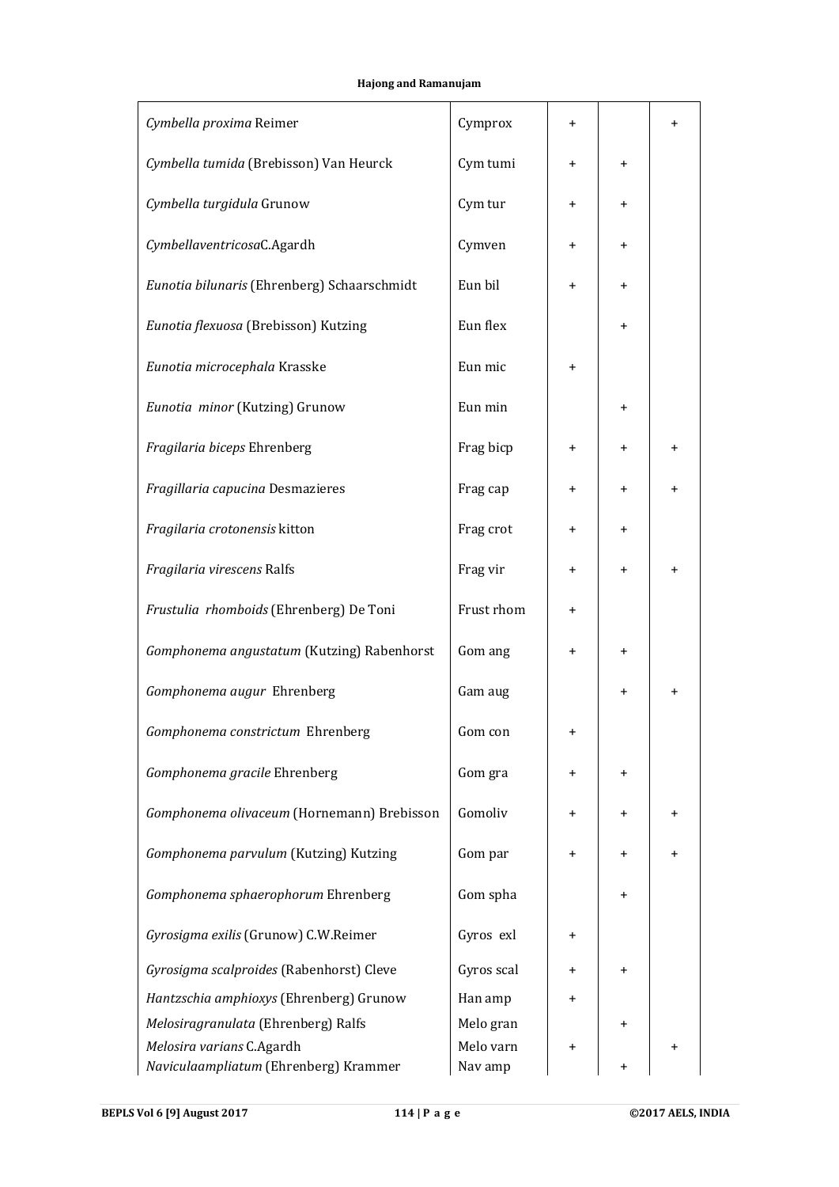| | | | | |
|---|---|---|---|---|
| *Cymbella proxima* Reimer | Cymprox | + | | + |
| *Cymbella tumida* (Brebisson) Van Heurck | Cym tumi | + | + | |
| *Cymbella turgidula* Grunow | Cym tur | + | + | |
| *Cymbellaventricosa*C.Agardh | Cymven | + | + | |
| *Eunotia bilunaris* (Ehrenberg) Schaarschmidt | Eun bil | + | + | |
| *Eunotia flexuosa* (Brebisson) Kutzing | Eun flex | | + | |
| *Eunotia microcephala* Krasske | Eun mic | + | | |
| *Eunotia minor* (Kutzing) Grunow | Eun min | | + | |
| *Fragilaria biceps* Ehrenberg | Frag bicp | + | + | + |
| *Fragillaria capucina* Desmazieres | Frag cap | + | + | + |
| *Fragilaria crotonensis* kitton | Frag crot | + | + | |
| *Fragilaria virescens* Ralfs | Frag vir | + | + | + |
| *Frustulia rhomboids* (Ehrenberg) De Toni | Frust rhom | + | | |
| *Gomphonema angustatum* (Kutzing) Rabenhorst | Gom ang | + | + | |
| *Gomphonema augur* Ehrenberg | Gam aug | | + | + |
| *Gomphonema constrictum* Ehrenberg | Gom con | + | | |
| *Gomphonema gracile* Ehrenberg | Gom gra | + | + | |
| *Gomphonema olivaceum* (Hornemann) Brebisson | Gomoliv | + | + | + |
| *Gomphonema parvulum* (Kutzing) Kutzing | Gom par | + | + | + |
| *Gomphonema sphaerophorum* Ehrenberg | Gom spha | | + | |
| *Gyrosigma exilis* (Grunow) C.W.Reimer | Gyros exl | + | | |
| *Gyrosigma scalproides* (Rabenhorst) Cleve | Gyros scal | + | + | |
| *Hantzschia amphioxys* (Ehrenberg) Grunow | Han amp | + | | |
| *Melosiragranulata* (Ehrenberg) Ralfs | Melo gran | | + | |
| *Melosira varians* C.Agardh | Melo varn | + | | + |
| *Naviculaampliatum* (Ehrenberg) Krammer | Nav amp | | + | |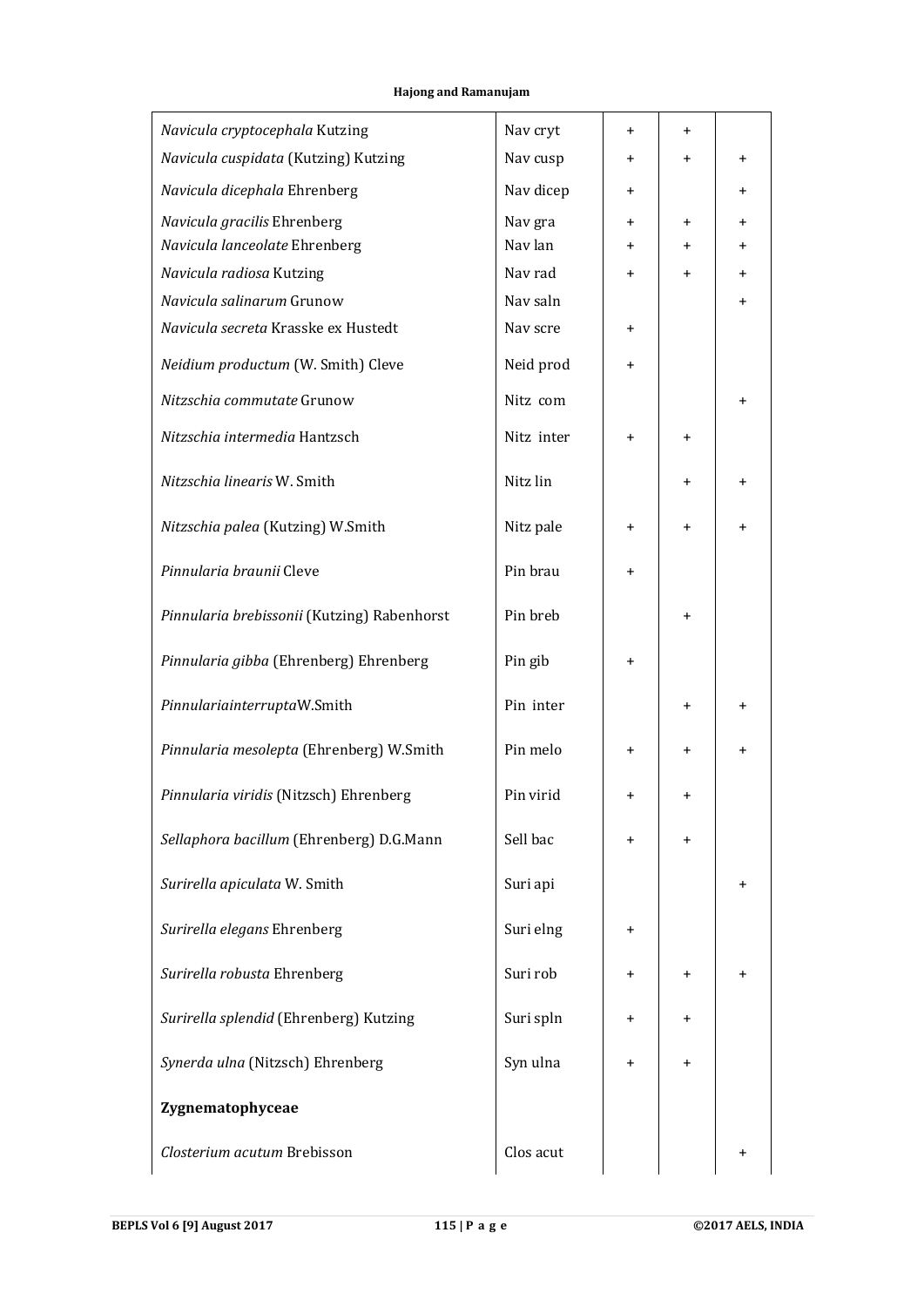| | | | | |
|---|---|---|---|---|
| *Navicula cryptocephala* Kutzing | Nav cryt | + | + | |
| *Navicula cuspidata* (Kutzing) Kutzing | Nav cusp | + | + | + |
| *Navicula dicephala* Ehrenberg | Nav dicep | + | | + |
| *Navicula gracilis* Ehrenberg | Nav gra | + | + | + |
| *Navicula lanceolate* Ehrenberg | Nav lan | + | + | + |
| *Navicula radiosa* Kutzing | Nav rad | + | + | + |
| *Navicula salinarum* Grunow | Nav saln | | | + |
| *Navicula secreta* Krasske ex Hustedt | Nav scre | + | | |
| *Neidium productum* (W. Smith) Cleve | Neid prod | + | | |
| *Nitzschia commutate* Grunow | Nitz com | | | + |
| *Nitzschia intermedia* Hantzsch | Nitz inter | + | + | |
| *Nitzschia linearis* W. Smith | Nitz lin | | + | + |
| *Nitzschia palea* (Kutzing) W.Smith | Nitz pale | + | + | + |
| *Pinnularia braunii* Cleve | Pin brau | + | | |
| *Pinnularia brebissonii* (Kutzing) Rabenhorst | Pin breb | | + | |
| *Pinnularia gibba* (Ehrenberg) Ehrenberg | Pin gib | + | | |
| *Pinnulariainterrupta*W.Smith | Pin inter | | + | + |
| *Pinnularia mesolepta* (Ehrenberg) W.Smith | Pin melo | + | + | + |
| *Pinnularia viridis* (Nitzsch) Ehrenberg | Pin virid | + | + | |
| *Sellaphora bacillum* (Ehrenberg) D.G.Mann | Sell bac | + | + | |
| *Surirella apiculata* W. Smith | Suri api | | | + |
| *Surirella elegans* Ehrenberg | Suri elng | + | | |
| *Surirella robusta* Ehrenberg | Suri rob | + | + | + |
| *Surirella splendid* (Ehrenberg) Kutzing | Suri spln | + | + | |
| *Synerda ulna* (Nitzsch) Ehrenberg | Syn ulna | + | + | |
| **Zygnematophyceae** | | | | |
| *Closterium acutum* Brebisson | Clos acut | | | + |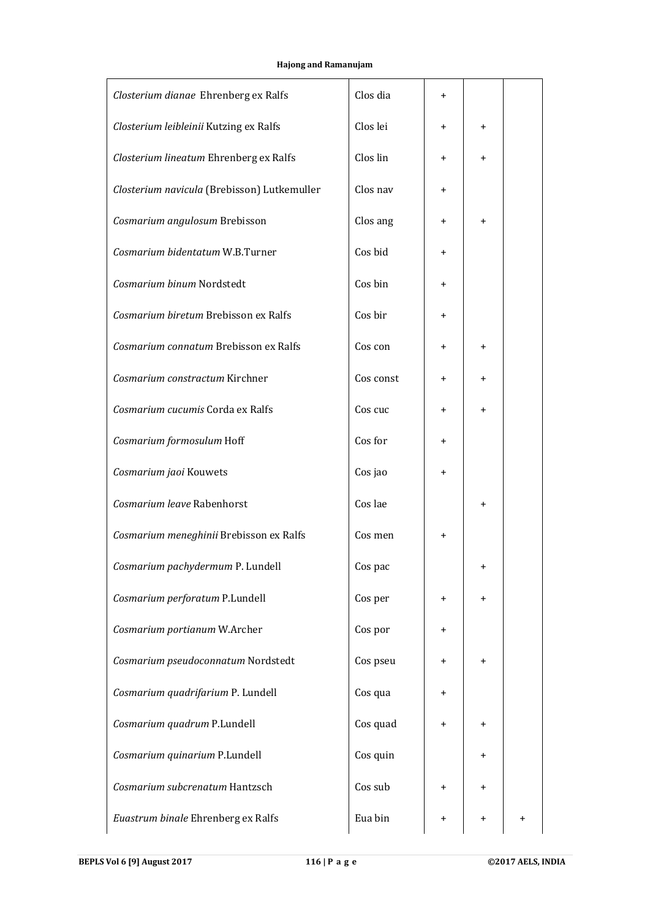| | | | | |
|---|---|---|---|---|
| *Closterium dianae* Ehrenberg ex Ralfs | Clos dia | + | | |
| *Closterium leibleinii* Kutzing ex Ralfs | Clos lei | + | + | |
| *Closterium lineatum* Ehrenberg ex Ralfs | Clos lin | + | + | |
| *Closterium navicula* (Brebisson) Lutkemuller | Clos nav | + | | |
| *Cosmarium angulosum* Brebisson | Clos ang | + | + | |
| *Cosmarium bidentatum* W.B.Turner | Cos bid | + | | |
| *Cosmarium binum* Nordstedt | Cos bin | + | | |
| *Cosmarium biretum* Brebisson ex Ralfs | Cos bir | + | | |
| *Cosmarium connatum* Brebisson ex Ralfs | Cos con | + | + | |
| *Cosmarium constractum* Kirchner | Cos const | + | + | |
| *Cosmarium cucumis* Corda ex Ralfs | Cos cuc | + | + | |
| *Cosmarium formosulum* Hoff | Cos for | + | | |
| *Cosmarium jaoi* Kouwets | Cos jao | + | | |
| *Cosmarium leave* Rabenhorst | Cos lae | | + | |
| *Cosmarium meneghinii* Brebisson ex Ralfs | Cos men | + | | |
| *Cosmarium pachydermum* P. Lundell | Cos pac | | + | |
| *Cosmarium perforatum* P.Lundell | Cos per | + | + | |
| *Cosmarium portianum* W.Archer | Cos por | + | | |
| *Cosmarium pseudoconnatum* Nordstedt | Cos pseu | + | + | |
| *Cosmarium quadrifarium* P. Lundell | Cos qua | + | | |
| *Cosmarium quadrum* P.Lundell | Cos quad | + | + | |
| *Cosmarium quinarium* P.Lundell | Cos quin | | + | |
| *Cosmarium subcrenatum* Hantzsch | Cos sub | + | + | |
| *Euastrum binale* Ehrenberg ex Ralfs | Eua bin | + | + | + |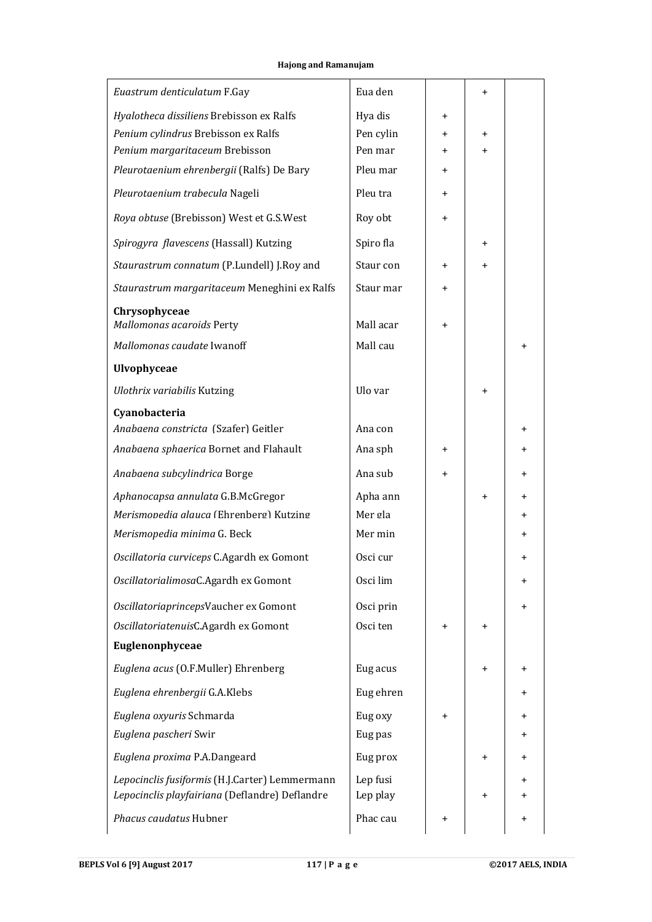| | | | | |
|---|---|---|---|---|
| *Euastrum denticulatum* F.Gay | Eua den | | + | |
| *Hyalotheca dissiliens* Brebisson ex Ralfs | Hya dis | + | | |
| *Penium cylindrus* Brebisson ex Ralfs | Pen cylin | + | + | |
| *Penium margaritaceum* Brebisson | Pen mar | + | + | |
| *Pleurotaenium ehrenbergii* (Ralfs) De Bary | Pleu mar | + | | |
| *Pleurotaenium trabecula* Nageli | Pleu tra | + | | |
| *Roya obtuse* (Brebisson) West et G.S.West | Roy obt | + | | |
| *Spirogyra flavescens* (Hassall) Kutzing | Spiro fla | | + | |
| *Staurastrum connatum* (P.Lundell) J.Roy and | Staur con | + | + | |
| *Staurastrum margaritaceum* Meneghini ex Ralfs | Staur mar | + | | |
| **Chrysophyceae** | | | | |
| *Mallomonas acaroids* Perty | Mall acar | + | | |
| *Mallomonas caudate* Iwanoff | Mall cau | | | + |
| **Ulvophyceae** | | | | |
| *Ulothrix variabilis* Kutzing | Ulo var | | + | |
| **Cyanobacteria** | | | | |
| *Anabaena constricta* (Szafer) Geitler | Ana con | | | + |
| *Anabaena sphaerica* Bornet and Flahault | Ana sph | + | | + |
| *Anabaena subcylindrica* Borge | Ana sub | + | | + |
| *Aphanocapsa annulata* G.B.McGregor | Apha ann | | + | + |
| *Merismopedia glauca* (Ehrenberg) Kutzing | Mer gla | | | + |
| *Merismopedia minima* G. Beck | Mer min | | | + |
| *Oscillatoria curviceps* C.Agardh ex Gomont | Osci cur | | | + |
| *Oscillatorialimosa*C.Agardh ex Gomont | Osci lim | | | + |
| *Oscillatoriaprinceps*Vaucher ex Gomont | Osci prin | | | + |
| *Oscillatoriatenuis*C.Agardh ex Gomont | Osci ten | + | + | |
| **Euglenonphyceae** | | | | |
| *Euglena acus* (O.F.Muller) Ehrenberg | Eug acus | | + | + |
| *Euglena ehrenbergii* G.A.Klebs | Eug ehren | | | + |
| *Euglena oxyuris* Schmarda | Eug oxy | + | | + |
| *Euglena pascheri* Swir | Eug pas | | | + |
| *Euglena proxima* P.A.Dangeard | Eug prox | | + | + |
| *Lepocinclis fusiformis* (H.J.Carter) Lemmermann | Lep fusi | | | + |
| *Lepocinclis playfairiana* (Deflandre) Deflandre | Lep play | | + | + |
| *Phacus caudatus* Hubner | Phac cau | + | | + |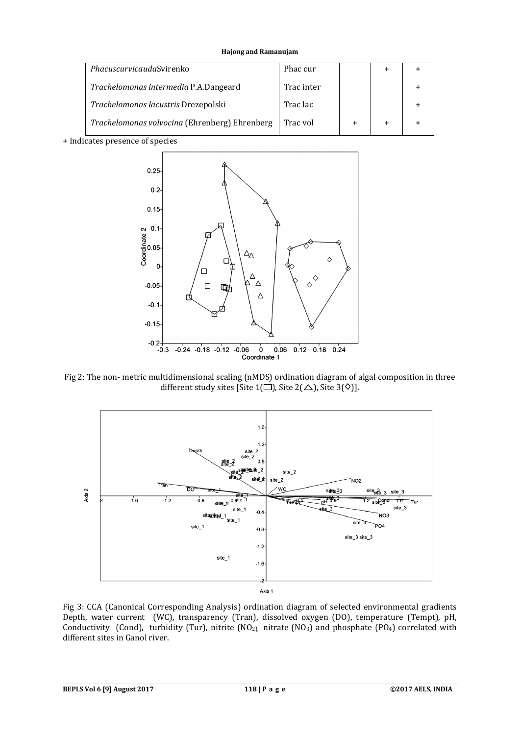| | | | | |
|---|---|---|---|---|
| *Phacuscurvicauda*Svirenko | Phac cur | | + | + |
| *Trachelomonas intermedia* P.A.Dangeard | Trac inter | | | + |
| *Trachelomonas lacustris* Drezepolski | Trac lac | | | + |
| *Trachelomonas volvocina* (Ehrenberg) Ehrenberg | Trac vol | + | + | + |

+ Indicates presence of species

Fig 2: The non- metric multidimensional scaling (nMDS) ordination diagram of algal composition in three different study sites [Site 1(□), Site 2(△), Site 3(◇)].

Fig 3: CCA (Canonical Corresponding Analysis) ordination diagram of selected environmental gradients Depth, water current (WC), transparency (Tran), dissolved oxygen (DO), temperature (Tempt), pH, Conductivity (Cond), turbidity (Tur), nitrite ($NO_2$), nitrate ($NO_3$) and phosphate ($PO_4$) correlated with different sites in Ganol river.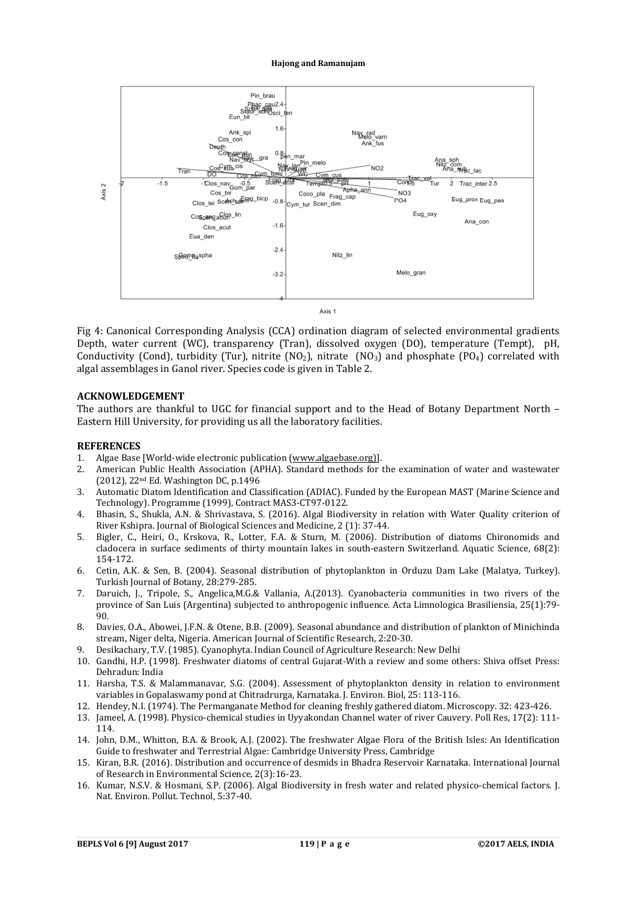Fig 4: Canonical Corresponding Analysis (CCA) ordination diagram of selected environmental gradients Depth, water current (WC), transparency (Tran), dissolved oxygen (DO), temperature (Tempt), pH, Conductivity (Cond), turbidity (Tur), nitrite ($NO_2$), nitrate ($NO_3$) and phosphate ($PO_4$) correlated with algal assemblages in Ganol river. Species code is given in Table 2.

## ACKNOWLEDGEMENT

The authors are thankful to UGC for financial support and to the Head of Botany Department North – Eastern Hill University, for providing us all the laboratory facilities.

## REFERENCES

1. Algae Base [World-wide electronic publication (www.algaebase.org)].
2. American Public Health Association (APHA). Standard methods for the examination of water and wastewater (2012), 22nd Ed. Washington DC, p.1496
3. Automatic Diatom Identification and Classification (ADIAC). Funded by the European MAST (Marine Science and Technology). Programme (1999), Contract MAS3-CT97-0122.
4. Bhasin, S., Shukla, A.N. & Shrivastava, S. (2016). Algal Biodiversity in relation with Water Quality criterion of River Kshipra. Journal of Biological Sciences and Medicine, 2 (1): 37-44.
5. Bigler, C., Heiri, O., Krskova, R., Lotter, F.A. & Sturn, M. (2006). Distribution of diatoms Chironomids and cladocera in surface sediments of thirty mountain lakes in south-eastern Switzerland. Aquatic Science, 68(2): 154-172.
6. Cetin, A.K. & Sen, B. (2004). Seasonal distribution of phytoplankton in Orduzu Dam Lake (Malatya, Turkey). Turkish Journal of Botany, 28:279-285.
7. Daruich, J., Tripole, S., Angelica,M.G.& Vallania, A.(2013). Cyanobacteria communities in two rivers of the province of San Luis (Argentina) subjected to anthropogenic influence. Acta Limnologica Brasiliensia, 25(1):79-90.
8. Davies, O.A., Abowei, J.F.N. & Otene, B.B. (2009). Seasonal abundance and distribution of plankton of Minichinda stream, Niger delta, Nigeria. American Journal of Scientific Research, 2:20-30.
9. Desikachary, T.V. (1985). Cyanophyta. Indian Council of Agriculture Research: New Delhi
10. Gandhi, H.P. (1998). Freshwater diatoms of central Gujarat-With a review and some others: Shiva offset Press: Dehradun: India
11. Harsha, T.S. & Malammanavar, S.G. (2004). Assessment of phytoplankton density in relation to environment variables in Gopalaswamy pond at Chitradrurga, Karnataka. J. Environ. Biol, 25: 113-116.
12. Hendey, N.I. (1974). The Permanganate Method for cleaning freshly gathered diatom. Microscopy. 32: 423-426.
13. Jameel, A. (1998). Physico-chemical studies in Uyyakondan Channel water of river Cauvery. Poll Res, 17(2): 111-114.
14. John, D.M., Whitton, B.A. & Brook, A.J. (2002). The freshwater Algae Flora of the British Isles: An Identification Guide to freshwater and Terrestrial Algae: Cambridge University Press, Cambridge
15. Kiran, B.R. (2016). Distribution and occurrence of desmids in Bhadra Reservoir Karnataka. International Journal of Research in Environmental Science, 2(3):16-23.
16. Kumar, N.S.V. & Hosmani, S.P. (2006). Algal Biodiversity in fresh water and related physico-chemical factors. J. Nat. Environ. Pollut. Technol, 5:37-40.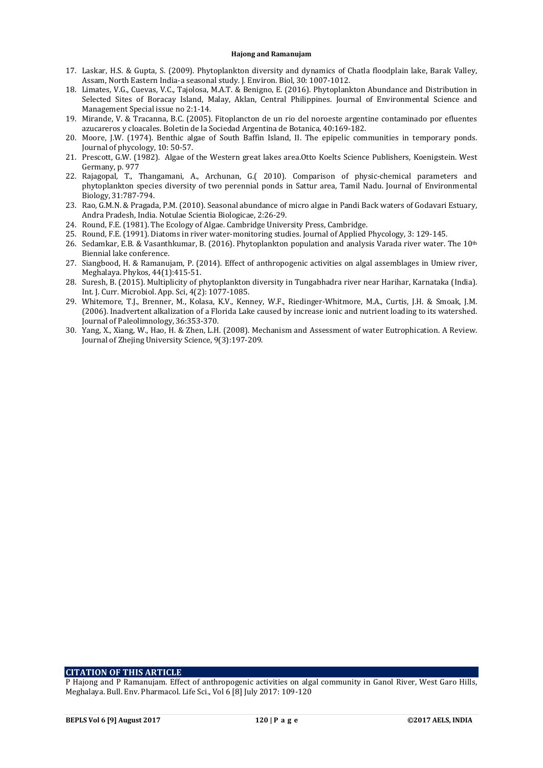17. Laskar, H.S. & Gupta, S. (2009). Phytoplankton diversity and dynamics of Chatla floodplain lake, Barak Valley, Assam, North Eastern India-a seasonal study. J. Environ. Biol, 30: 1007-1012.
18. Limates, V.G., Cuevas, V.C., Tajolosa, M.A.T. & Benigno, E. (2016). Phytoplankton Abundance and Distribution in Selected Sites of Boracay Island, Malay, Aklan, Central Philippines. Journal of Environmental Science and Management Special issue no 2:1-14.
19. Mirande, V. & Tracanna, B.C. (2005). Fitoplancton de un rio del noroeste argentine contaminado por efluentes azucareros y cloacales. Boletin de la Sociedad Argentina de Botanica, 40:169-182.
20. Moore, J.W. (1974). Benthic algae of South Baffin Island, II. The epipelic communities in temporary ponds. Journal of phycology, 10: 50-57.
21. Prescott, G.W. (1982). Algae of the Western great lakes area.Otto Koelts Science Publishers, Koenigstein. West Germany, p. 977
22. Rajagopal, T., Thangamani, A., Archunan, G.( 2010). Comparison of physic-chemical parameters and phytoplankton species diversity of two perennial ponds in Sattur area, Tamil Nadu. Journal of Environmental Biology, 31:787-794.
23. Rao, G.M.N. & Pragada, P.M. (2010). Seasonal abundance of micro algae in Pandi Back waters of Godavari Estuary, Andra Pradesh, India. Notulae Scientia Biologicae, 2:26-29.
24. Round, F.E. (1981). The Ecology of Algae. Cambridge University Press, Cambridge.
25. Round, F.E. (1991). Diatoms in river water-monitoring studies. Journal of Applied Phycology, 3: 129-145.
26. Sedamkar, E.B. & Vasanthkumar, B. (2016). Phytoplankton population and analysis Varada river water. The 10th Biennial lake conference.
27. Siangbood, H. & Ramanujam, P. (2014). Effect of anthropogenic activities on algal assemblages in Umiew river, Meghalaya. Phykos, 44(1):415-51.
28. Suresh, B. (2015). Multiplicity of phytoplankton diversity in Tungabhadra river near Harihar, Karnataka (India). Int. J. Curr. Microbiol. App. Sci, 4(2): 1077-1085.
29. Whitemore, T.J., Brenner, M., Kolasa, K.V., Kenney, W.F., Riedinger-Whitmore, M.A., Curtis, J.H. & Smoak, J.M. (2006). Inadvertent alkalization of a Florida Lake caused by increase ionic and nutrient loading to its watershed. Journal of Paleolimnology, 36:353-370.
30. Yang, X., Xiang, W., Hao, H. & Zhen, L.H. (2008). Mechanism and Assessment of water Eutrophication. A Review. Journal of Zhejing University Science, 9(3):197-209.

**CITATION OF THIS ARTICLE**

P Hajong and P Ramanujam. Effect of anthropogenic activities on algal community in Ganol River, West Garo Hills, Meghalaya. Bull. Env. Pharmacol. Life Sci., Vol 6 [8] July 2017: 109-120